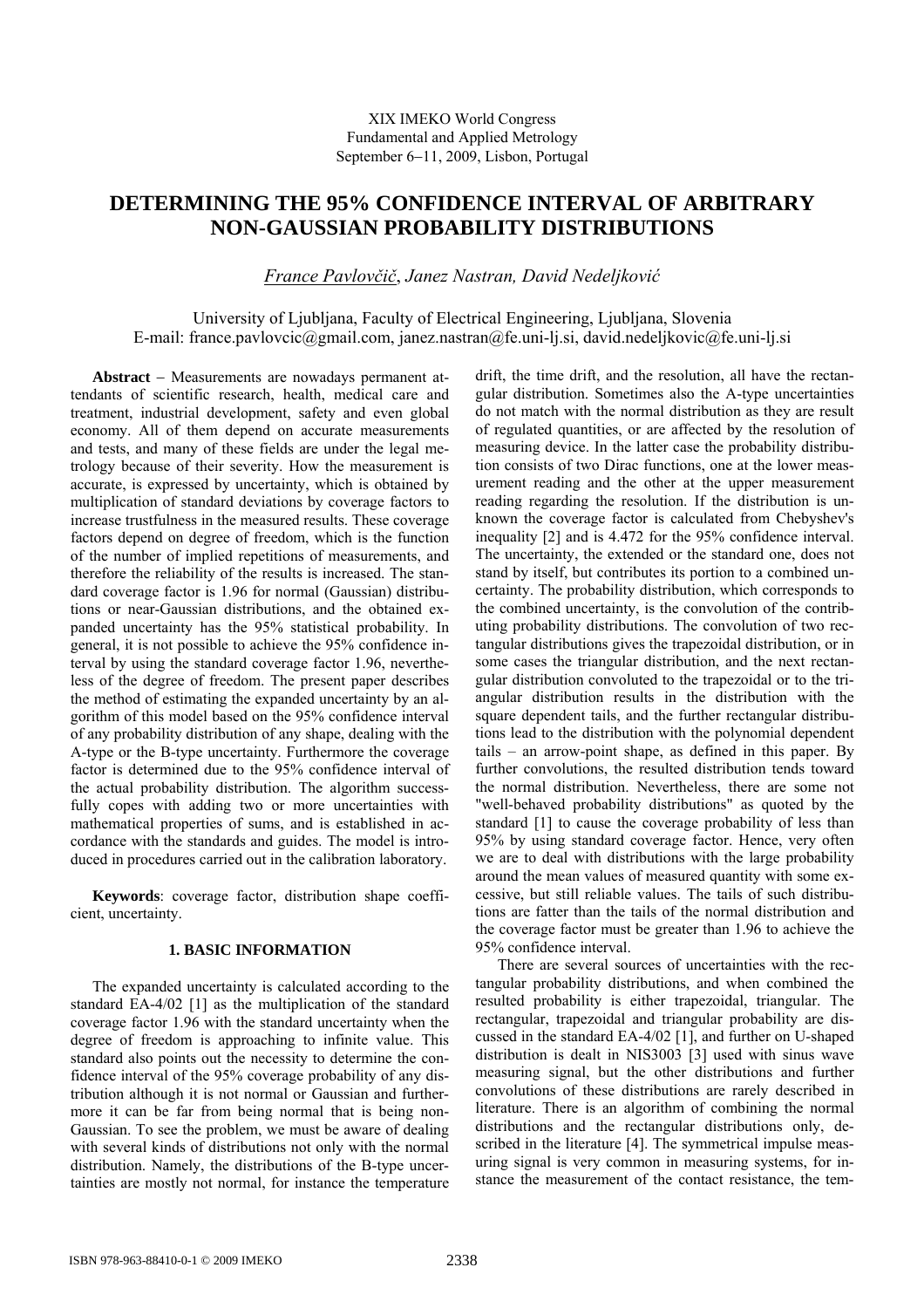XIX IMEKO World Congress
Fundamental and Applied Metrology
September 6−11, 2009, Lisbon, Portugal

# DETERMINING THE 95% CONFIDENCE INTERVAL OF ARBITRARY NON-GAUSSIAN PROBABILITY DISTRIBUTIONS

*France Pavlovčič, Janez Nastran, David Nedeljković*

University of Ljubljana, Faculty of Electrical Engineering, Ljubljana, Slovenia
E-mail: france.pavlovcic@gmail.com, janez.nastran@fe.uni-lj.si, david.nedeljkovic@fe.uni-lj.si

**Abstract** − Measurements are nowadays permanent attendants of scientific research, health, medical care and treatment, industrial development, safety and even global economy. All of them depend on accurate measurements and tests, and many of these fields are under the legal metrology because of their severity. How the measurement is accurate, is expressed by uncertainty, which is obtained by multiplication of standard deviations by coverage factors to increase trustfulness in the measured results. These coverage factors depend on degree of freedom, which is the function of the number of implied repetitions of measurements, and therefore the reliability of the results is increased. The standard coverage factor is 1.96 for normal (Gaussian) distributions or near-Gaussian distributions, and the obtained expanded uncertainty has the 95% statistical probability. In general, it is not possible to achieve the 95% confidence interval by using the standard coverage factor 1.96, nevertheless of the degree of freedom. The present paper describes the method of estimating the expanded uncertainty by an algorithm of this model based on the 95% confidence interval of any probability distribution of any shape, dealing with the A-type or the B-type uncertainty. Furthermore the coverage factor is determined due to the 95% confidence interval of the actual probability distribution. The algorithm successfully copes with adding two or more uncertainties with mathematical properties of sums, and is established in accordance with the standards and guides. The model is introduced in procedures carried out in the calibration laboratory.

**Keywords**: coverage factor, distribution shape coefficient, uncertainty.

## 1. BASIC INFORMATION

The expanded uncertainty is calculated according to the standard EA-4/02 [1] as the multiplication of the standard coverage factor 1.96 with the standard uncertainty when the degree of freedom is approaching to infinite value. This standard also points out the necessity to determine the confidence interval of the 95% coverage probability of any distribution although it is not normal or Gaussian and furthermore it can be far from being normal that is being non-Gaussian. To see the problem, we must be aware of dealing with several kinds of distributions not only with the normal distribution. Namely, the distributions of the B-type uncertainties are mostly not normal, for instance the temperature drift, the time drift, and the resolution, all have the rectangular distribution. Sometimes also the A-type uncertainties do not match with the normal distribution as they are result of regulated quantities, or are affected by the resolution of measuring device. In the latter case the probability distribution consists of two Dirac functions, one at the lower measurement reading and the other at the upper measurement reading regarding the resolution. If the distribution is unknown the coverage factor is calculated from Chebyshev's inequality [2] and is 4.472 for the 95% confidence interval. The uncertainty, the extended or the standard one, does not stand by itself, but contributes its portion to a combined uncertainty. The probability distribution, which corresponds to the combined uncertainty, is the convolution of the contributing probability distributions. The convolution of two rectangular distributions gives the trapezoidal distribution, or in some cases the triangular distribution, and the next rectangular distribution convoluted to the trapezoidal or to the triangular distribution results in the distribution with the square dependent tails, and the further rectangular distributions lead to the distribution with the polynomial dependent tails – an arrow-point shape, as defined in this paper. By further convolutions, the resulted distribution tends toward the normal distribution. Nevertheless, there are some not "well-behaved probability distributions" as quoted by the standard [1] to cause the coverage probability of less than 95% by using standard coverage factor. Hence, very often we are to deal with distributions with the large probability around the mean values of measured quantity with some excessive, but still reliable values. The tails of such distributions are fatter than the tails of the normal distribution and the coverage factor must be greater than 1.96 to achieve the 95% confidence interval.

There are several sources of uncertainties with the rectangular probability distributions, and when combined the resulted probability is either trapezoidal, triangular. The rectangular, trapezoidal and triangular probability are discussed in the standard EA-4/02 [1], and further on U-shaped distribution is dealt in NIS3003 [3] used with sinus wave measuring signal, but the other distributions and further convolutions of these distributions are rarely described in literature. There is an algorithm of combining the normal distributions and the rectangular distributions only, described in the literature [4]. The symmetrical impulse measuring signal is very common in measuring systems, for instance the measurement of the contact resistance, the tem-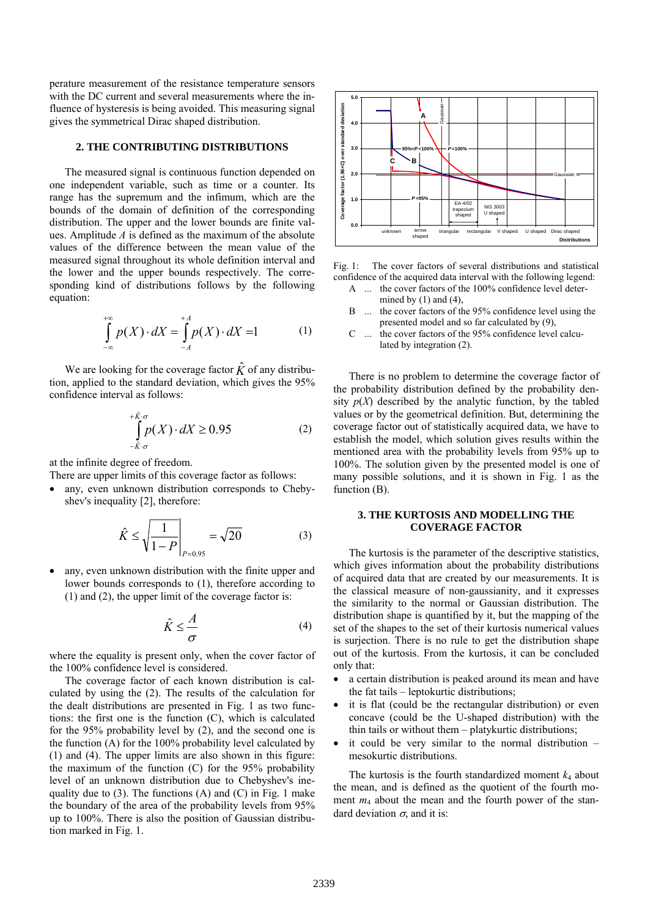perature measurement of the resistance temperature sensors with the DC current and several measurements where the influence of hysteresis is being avoided. This measuring signal gives the symmetrical Dirac shaped distribution.

## 2. THE CONTRIBUTING DISTRIBUTIONS

The measured signal is continuous function depended on one independent variable, such as time or a counter. Its range has the supremum and the infimum, which are the bounds of the domain of definition of the corresponding distribution. The upper and the lower bounds are finite values. Amplitude $A$ is defined as the maximum of the absolute values of the difference between the mean value of the measured signal throughout its whole definition interval and the lower and the upper bounds respectively. The corresponding kind of distributions follows by the following equation:

$$\int_{-\infty}^{+\infty} p(X)\cdot dX = \int_{-A}^{+A} p(X)\cdot dX = 1 \qquad (1)$$

We are looking for the coverage factor $\hat{K}$ of any distribution, applied to the standard deviation, which gives the 95% confidence interval as follows:

$$\int_{-\hat{K}\cdot\sigma}^{+\hat{K}\cdot\sigma} p(X)\cdot dX \geq 0.95 \qquad (2)$$

at the infinite degree of freedom.

There are upper limits of this coverage factor as follows:

- any, even unknown distribution corresponds to Chebyshev's inequality [2], therefore:

$$\hat{K} \leq \left.\sqrt{\frac{1}{1-P}}\right|_{P=0.95} = \sqrt{20} \qquad (3)$$

- any, even unknown distribution with the finite upper and lower bounds corresponds to (1), therefore according to (1) and (2), the upper limit of the coverage factor is:

$$\hat{K} \leq \frac{A}{\sigma} \qquad (4)$$

where the equality is present only, when the cover factor of the 100% confidence level is considered.

The coverage factor of each known distribution is calculated by using the (2). The results of the calculation for the dealt distributions are presented in Fig. 1 as two functions: the first one is the function (C), which is calculated for the 95% probability level by (2), and the second one is the function (A) for the 100% probability level calculated by (1) and (4). The upper limits are also shown in this figure: the maximum of the function (C) for the 95% probability level of an unknown distribution due to Chebyshev's inequality due to (3). The functions (A) and (C) in Fig. 1 make the boundary of the area of the probability levels from 95% up to 100%. There is also the position of Gaussian distribution marked in Fig. 1.

Fig. 1: The cover factors of several distributions and statistical confidence of the acquired data interval with the following legend:
A ... the cover factors of the 100% confidence level determined by (1) and (4),
B ... the cover factors of the 95% confidence level using the presented model and so far calculated by (9),
C ... the cover factors of the 95% confidence level calculated by integration (2).

There is no problem to determine the coverage factor of the probability distribution defined by the probability density $p(X)$ described by the analytic function, by the tabled values or by the geometrical definition. But, determining the coverage factor out of statistically acquired data, we have to establish the model, which solution gives results within the mentioned area with the probability levels from 95% up to 100%. The solution given by the presented model is one of many possible solutions, and it is shown in Fig. 1 as the function (B).

## 3. THE KURTOSIS AND MODELLING THE COVERAGE FACTOR

The kurtosis is the parameter of the descriptive statistics, which gives information about the probability distributions of acquired data that are created by our measurements. It is the classical measure of non-gaussianity, and it expresses the similarity to the normal or Gaussian distribution. The distribution shape is quantified by it, but the mapping of the set of the shapes to the set of their kurtosis numerical values is surjection. There is no rule to get the distribution shape out of the kurtosis. From the kurtosis, it can be concluded only that:

- a certain distribution is peaked around its mean and have the fat tails – leptokurtic distributions;
- it is flat (could be the rectangular distribution) or even concave (could be the U-shaped distribution) with the thin tails or without them – platykurtic distributions;
- it could be very similar to the normal distribution – mesokurtic distributions.

The kurtosis is the fourth standardized moment $k_4$ about the mean, and is defined as the quotient of the fourth moment $m_4$ about the mean and the fourth power of the standard deviation $\sigma$, and it is: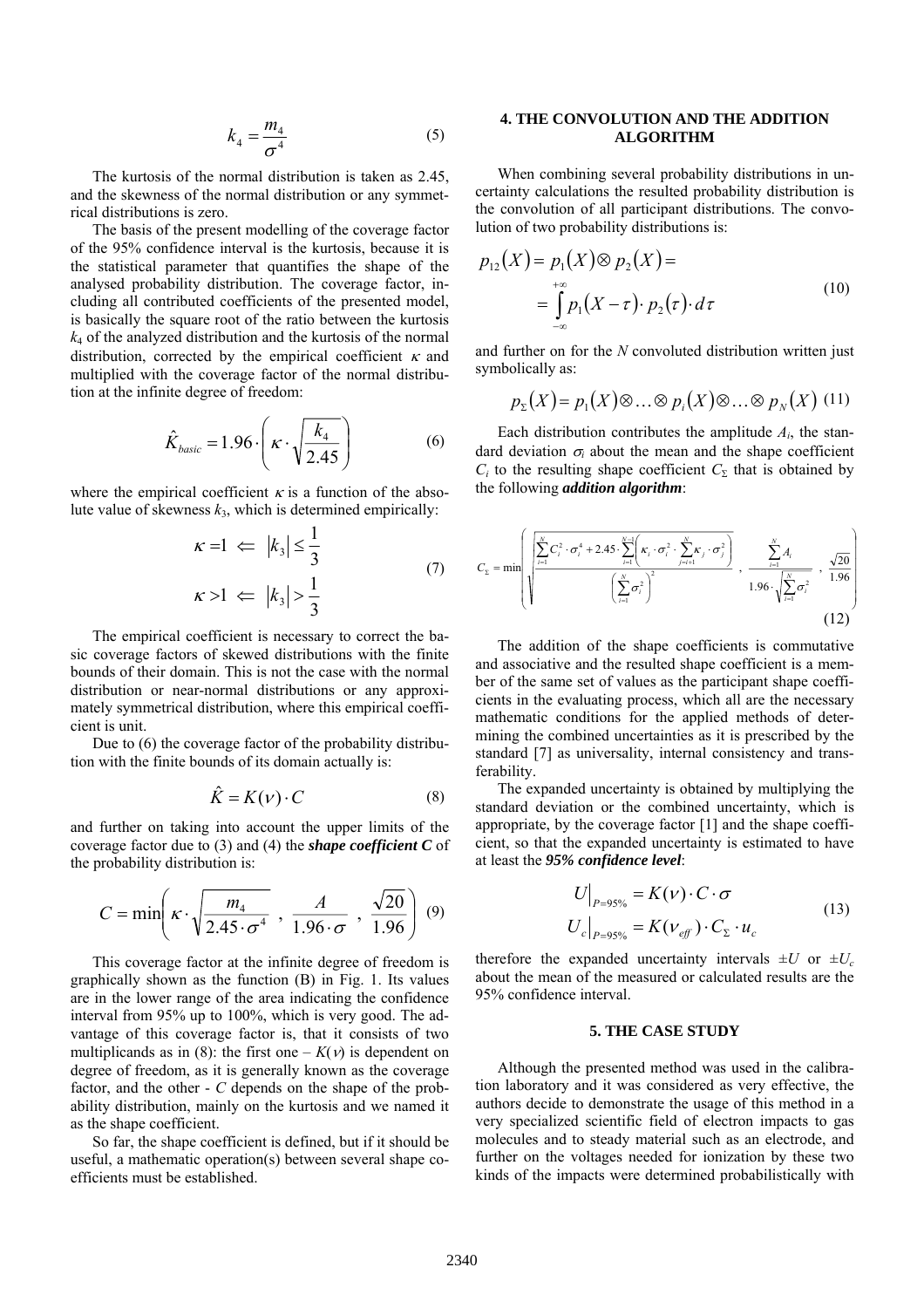$$k_4 = \frac{m_4}{\sigma^4} \tag{5}$$

The kurtosis of the normal distribution is taken as 2.45, and the skewness of the normal distribution or any symmetrical distributions is zero.

The basis of the present modelling of the coverage factor of the 95% confidence interval is the kurtosis, because it is the statistical parameter that quantifies the shape of the analysed probability distribution. The coverage factor, including all contributed coefficients of the presented model, is basically the square root of the ratio between the kurtosis $k_4$ of the analyzed distribution and the kurtosis of the normal distribution, corrected by the empirical coefficient $\kappa$ and multiplied with the coverage factor of the normal distribution at the infinite degree of freedom:

$$\hat{K}_{basic} = 1.96 \cdot \left( \kappa \cdot \sqrt{\frac{k_4}{2.45}} \right) \tag{6}$$

where the empirical coefficient $\kappa$ is a function of the absolute value of skewness $k_3$, which is determined empirically:

$$\begin{aligned} \kappa &= 1 \;\Leftarrow\; |k_3| \le \frac{1}{3} \\ \kappa &> 1 \;\Leftarrow\; |k_3| > \frac{1}{3} \end{aligned} \tag{7}$$

The empirical coefficient is necessary to correct the basic coverage factors of skewed distributions with the finite bounds of their domain. This is not the case with the normal distribution or near-normal distributions or any approximately symmetrical distribution, where this empirical coefficient is unit.

Due to (6) the coverage factor of the probability distribution with the finite bounds of its domain actually is:

$$\hat{K} = K(\nu) \cdot C \tag{8}$$

and further on taking into account the upper limits of the coverage factor due to (3) and (4) the ***shape coefficient C*** of the probability distribution is:

$$C = \min \left( \kappa \cdot \sqrt{\frac{m_4}{2.45 \cdot \sigma^4}} \;,\; \frac{A}{1.96 \cdot \sigma} \;,\; \frac{\sqrt{20}}{1.96} \right) \tag{9}$$

This coverage factor at the infinite degree of freedom is graphically shown as the function (B) in Fig. 1. Its values are in the lower range of the area indicating the confidence interval from 95% up to 100%, which is very good. The advantage of this coverage factor is, that it consists of two multiplicands as in (8): the first one – $K(\nu)$ is dependent on degree of freedom, as it is generally known as the coverage factor, and the other - $C$ depends on the shape of the probability distribution, mainly on the kurtosis and we named it as the shape coefficient.

So far, the shape coefficient is defined, but if it should be useful, a mathematic operation(s) between several shape coefficients must be established.

## 4. THE CONVOLUTION AND THE ADDITION ALGORITHM

When combining several probability distributions in uncertainty calculations the resulted probability distribution is the convolution of all participant distributions. The convolution of two probability distributions is:

$$p_{12}(X) = p_1(X) \otimes p_2(X) = \int_{-\infty}^{+\infty} p_1(X - \tau) \cdot p_2(\tau) \cdot d\tau \tag{10}$$

and further on for the $N$ convoluted distribution written just symbolically as:

$$p_\Sigma(X) = p_1(X) \otimes \ldots \otimes p_i(X) \otimes \ldots \otimes p_N(X) \tag{11}$$

Each distribution contributes the amplitude $A_i$, the standard deviation $\sigma_i$ about the mean and the shape coefficient $C_i$ to the resulting shape coefficient $C_\Sigma$ that is obtained by the following ***addition algorithm***:

$$C_\Sigma = \min \left( \sqrt{\frac{\sum_{i=1}^{N} C_i^2 \cdot \sigma_i^4 + 2.45 \cdot \sum_{i=1}^{N-1} \left( \kappa_i \cdot \sigma_i^2 \cdot \sum_{j=i+1}^{N} \kappa_j \cdot \sigma_j^2 \right)}{\left( \sum_{i=1}^{N} \sigma_i^2 \right)^2}} \;,\; \frac{\sum_{i=1}^{N} A_i}{1.96 \cdot \sqrt{\sum_{i=1}^{N} \sigma_i^2}} \;,\; \frac{\sqrt{20}}{1.96} \right) \tag{12}$$

The addition of the shape coefficients is commutative and associative and the resulted shape coefficient is a member of the same set of values as the participant shape coefficients in the evaluating process, which all are the necessary mathematic conditions for the applied methods of determining the combined uncertainties as it is prescribed by the standard [7] as universality, internal consistency and transferability.

The expanded uncertainty is obtained by multiplying the standard deviation or the combined uncertainty, which is appropriate, by the coverage factor [1] and the shape coefficient, so that the expanded uncertainty is estimated to have at least the ***95% confidence level***:

$$\begin{aligned} U\big|_{P=95\%} &= K(\nu) \cdot C \cdot \sigma \\ U_c\big|_{P=95\%} &= K(\nu_{eff}) \cdot C_\Sigma \cdot u_c \end{aligned} \tag{13}$$

therefore the expanded uncertainty intervals $\pm U$ or $\pm U_c$ about the mean of the measured or calculated results are the 95% confidence interval.

## 5. THE CASE STUDY

Although the presented method was used in the calibration laboratory and it was considered as very effective, the authors decide to demonstrate the usage of this method in a very specialized scientific field of electron impacts to gas molecules and to steady material such as an electrode, and further on the voltages needed for ionization by these two kinds of the impacts were determined probabilistically with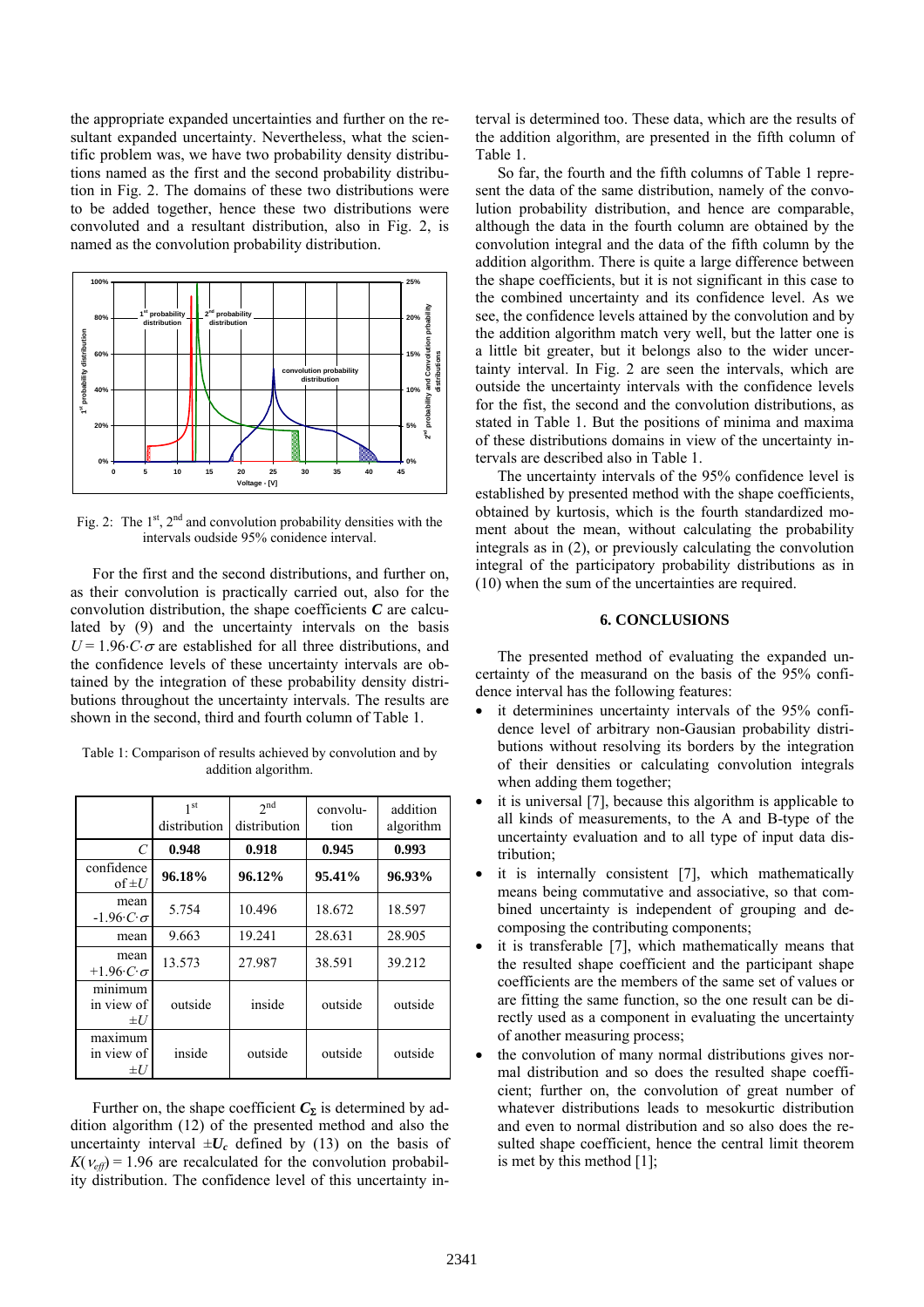the appropriate expanded uncertainties and further on the resultant expanded uncertainty. Nevertheless, what the scientific problem was, we have two probability density distributions named as the first and the second probability distribution in Fig. 2. The domains of these two distributions were to be added together, hence these two distributions were convoluted and a resultant distribution, also in Fig. 2, is named as the convolution probability distribution.

100%
80%
60%
40%
20%
0%
1st probability distribution
1st probability distribution
2nd probability distribution
convolution probability distribution
25%
20%
15%
10%
5%
0%
2nd probability and Convolution probability distributions
0 5 10 15 20 25 30 35 40 45
Voltage - [V]

Fig. 2: The 1st, 2nd and convolution probability densities with the intervals oudside 95% conidence interval.

For the first and the second distributions, and further on, as their convolution is practically carried out, also for the convolution distribution, the shape coefficients $\boldsymbol{C}$ are calculated by (9) and the uncertainty intervals on the basis $U = 1.96{\cdot}C{\cdot}\sigma$ are established for all three distributions, and the confidence levels of these uncertainty intervals are obtained by the integration of these probability density distributions throughout the uncertainty intervals. The results are shown in the second, third and fourth column of Table 1.

Table 1: Comparison of results achieved by convolution and by addition algorithm.

| | 1st distribution | 2nd distribution | convolution | addition algorithm |
|---|---|---|---|---|
| $C$ | **0.948** | **0.918** | **0.945** | **0.993** |
| confidence of $\pm U$ | **96.18%** | **96.12%** | **95.41%** | **96.93%** |
| mean $-1.96{\cdot}C{\cdot}\sigma$ | 5.754 | 10.496 | 18.672 | 18.597 |
| mean | 9.663 | 19.241 | 28.631 | 28.905 |
| mean $+1.96{\cdot}C{\cdot}\sigma$ | 13.573 | 27.987 | 38.591 | 39.212 |
| minimum in view of $\pm U$ | outside | inside | outside | outside |
| maximum in view of $\pm U$ | inside | outside | outside | outside |

Further on, the shape coefficient $\boldsymbol{C}_{\Sigma}$ is determined by addition algorithm (12) of the presented method and also the uncertainty interval $\pm\boldsymbol{U}_{c}$ defined by (13) on the basis of $K(\nu_{eff}) = 1.96$ are recalculated for the convolution probability distribution. The confidence level of this uncertainty interval is determined too. These data, which are the results of the addition algorithm, are presented in the fifth column of Table 1.

So far, the fourth and the fifth columns of Table 1 represent the data of the same distribution, namely of the convolution probability distribution, and hence are comparable, although the data in the fourth column are obtained by the convolution integral and the data of the fifth column by the addition algorithm. There is quite a large difference between the shape coefficients, but it is not significant in this case to the combined uncertainty and its confidence level. As we see, the confidence levels attained by the convolution and by the addition algorithm match very well, but the latter one is a little bit greater, but it belongs also to the wider uncertainty interval. In Fig. 2 are seen the intervals, which are outside the uncertainty intervals with the confidence levels for the fist, the second and the convolution distributions, as stated in Table 1. But the positions of minima and maxima of these distributions domains in view of the uncertainty intervals are described also in Table 1.

The uncertainty intervals of the 95% confidence level is established by presented method with the shape coefficients, obtained by kurtosis, which is the fourth standardized moment about the mean, without calculating the probability integrals as in (2), or previously calculating the convolution integral of the participatory probability distributions as in (10) when the sum of the uncertainties are required.

## 6. CONCLUSIONS

The presented method of evaluating the expanded uncertainty of the measurand on the basis of the 95% confidence interval has the following features:

- it determinines uncertainty intervals of the 95% confidence level of arbitrary non-Gausian probability distributions without resolving its borders by the integration of their densities or calculating convolution integrals when adding them together;
- it is universal [7], because this algorithm is applicable to all kinds of measurements, to the A and B-type of the uncertainty evaluation and to all type of input data distribution;
- it is internally consistent [7], which mathematically means being commutative and associative, so that combined uncertainty is independent of grouping and decomposing the contributing components;
- it is transferable [7], which mathematically means that the resulted shape coefficient and the participant shape coefficients are the members of the same set of values or are fitting the same function, so the one result can be directly used as a component in evaluating the uncertainty of another measuring process;
- the convolution of many normal distributions gives normal distribution and so does the resulted shape coefficient; further on, the convolution of great number of whatever distributions leads to mesokurtic distribution and even to normal distribution and so also does the resulted shape coefficient, hence the central limit theorem is met by this method [1];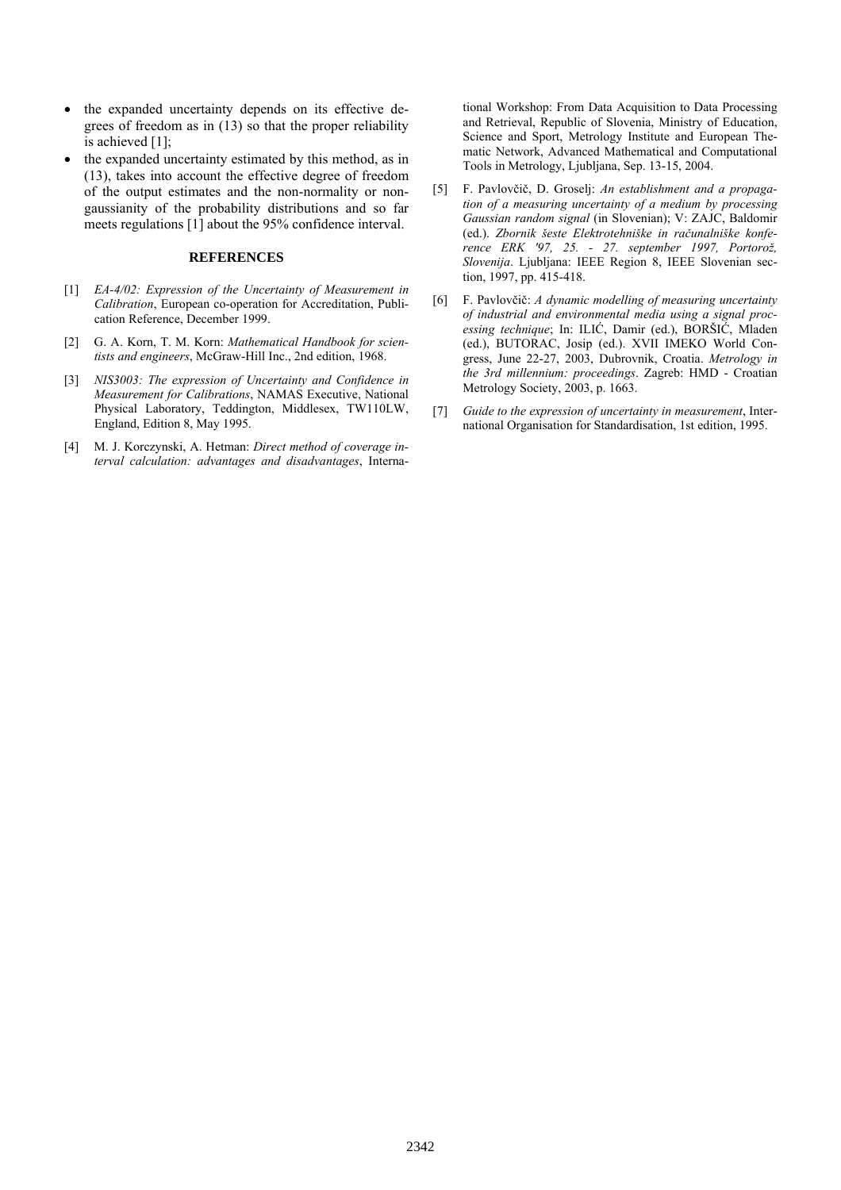- the expanded uncertainty depends on its effective degrees of freedom as in (13) so that the proper reliability is achieved [1];
- the expanded uncertainty estimated by this method, as in (13), takes into account the effective degree of freedom of the output estimates and the non-normality or non-gaussianity of the probability distributions and so far meets regulations [1] about the 95% confidence interval.

## REFERENCES

[1] *EA-4/02: Expression of the Uncertainty of Measurement in Calibration*, European co-operation for Accreditation, Publication Reference, December 1999.

[2] G. A. Korn, T. M. Korn: *Mathematical Handbook for scientists and engineers*, McGraw-Hill Inc., 2nd edition, 1968.

[3] *NIS3003: The expression of Uncertainty and Confidence in Measurement for Calibrations*, NAMAS Executive, National Physical Laboratory, Teddington, Middlesex, TW110LW, England, Edition 8, May 1995.

[4] M. J. Korczynski, A. Hetman: *Direct method of coverage interval calculation: advantages and disadvantages*, International Workshop: From Data Acquisition to Data Processing and Retrieval, Republic of Slovenia, Ministry of Education, Science and Sport, Metrology Institute and European Thematic Network, Advanced Mathematical and Computational Tools in Metrology, Ljubljana, Sep. 13-15, 2004.

[5] F. Pavlovčič, D. Groselj: *An establishment and a propagation of a measuring uncertainty of a medium by processing Gaussian random signal* (in Slovenian); V: ZAJC, Baldomir (ed.). *Zbornik šeste Elektrotehniške in računalniške konference ERK '97, 25. - 27. september 1997, Portorož, Slovenija*. Ljubljana: IEEE Region 8, IEEE Slovenian section, 1997, pp. 415-418.

[6] F. Pavlovčič: *A dynamic modelling of measuring uncertainty of industrial and environmental media using a signal processing technique*; In: ILIĆ, Damir (ed.), BORŠIĆ, Mladen (ed.), BUTORAC, Josip (ed.). XVII IMEKO World Congress, June 22-27, 2003, Dubrovnik, Croatia. *Metrology in the 3rd millennium: proceedings*. Zagreb: HMD - Croatian Metrology Society, 2003, p. 1663.

[7] *Guide to the expression of uncertainty in measurement*, International Organisation for Standardisation, 1st edition, 1995.